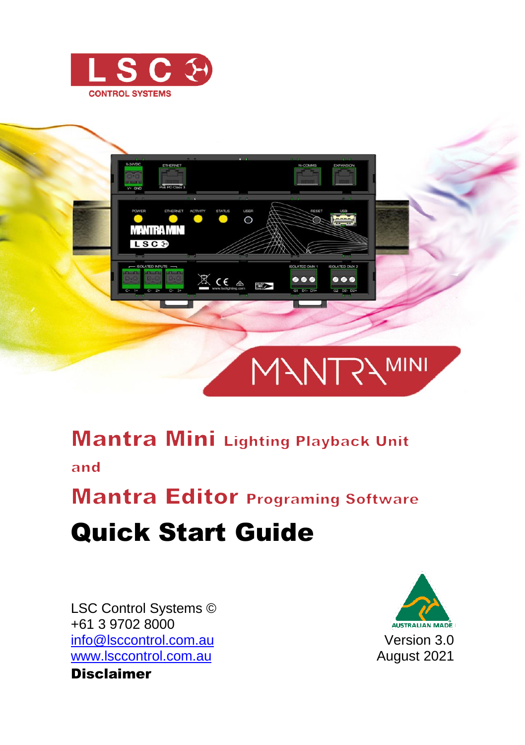LSC CONTROL SYSTEMS

MANTRA MINI

# Mantra Mini Lighting Playback Unit

and

# Mantra Editor Programing Software

# Quick Start Guide

LSC Control Systems ©
+61 3 9702 8000
info@lsccontrol.com.au
www.lsccontrol.com.au

**Disclaimer**

AUSTRALIAN MADE

Version 3.0
August 2021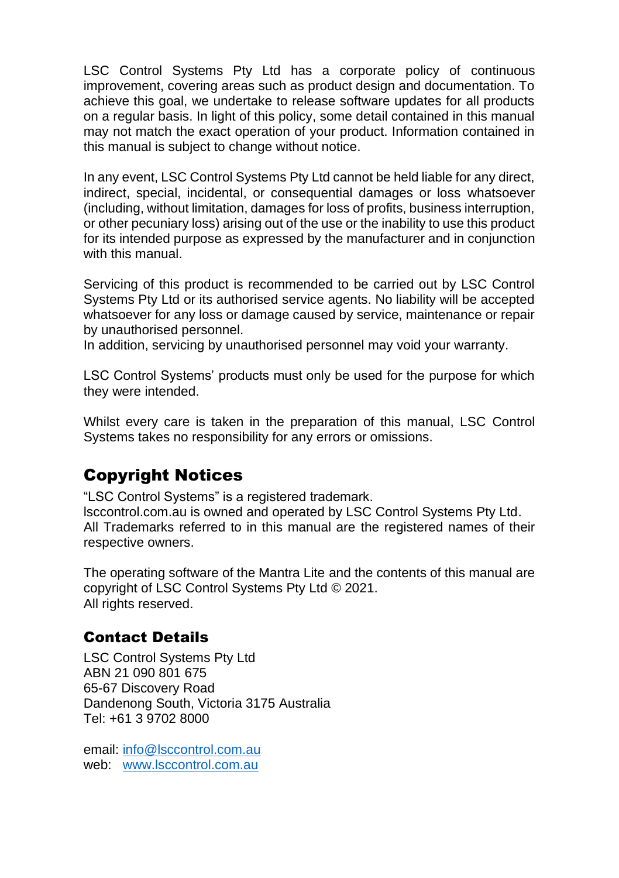LSC Control Systems Pty Ltd has a corporate policy of continuous improvement, covering areas such as product design and documentation. To achieve this goal, we undertake to release software updates for all products on a regular basis. In light of this policy, some detail contained in this manual may not match the exact operation of your product. Information contained in this manual is subject to change without notice.

In any event, LSC Control Systems Pty Ltd cannot be held liable for any direct, indirect, special, incidental, or consequential damages or loss whatsoever (including, without limitation, damages for loss of profits, business interruption, or other pecuniary loss) arising out of the use or the inability to use this product for its intended purpose as expressed by the manufacturer and in conjunction with this manual.

Servicing of this product is recommended to be carried out by LSC Control Systems Pty Ltd or its authorised service agents. No liability will be accepted whatsoever for any loss or damage caused by service, maintenance or repair by unauthorised personnel.
In addition, servicing by unauthorised personnel may void your warranty.

LSC Control Systems' products must only be used for the purpose for which they were intended.

Whilst every care is taken in the preparation of this manual, LSC Control Systems takes no responsibility for any errors or omissions.

## Copyright Notices

"LSC Control Systems" is a registered trademark.
lsccontrol.com.au is owned and operated by LSC Control Systems Pty Ltd.
All Trademarks referred to in this manual are the registered names of their respective owners.

The operating software of the Mantra Lite and the contents of this manual are copyright of LSC Control Systems Pty Ltd © 2021.
All rights reserved.

### Contact Details

LSC Control Systems Pty Ltd
ABN 21 090 801 675
65-67 Discovery Road
Dandenong South, Victoria 3175 Australia
Tel: +61 3 9702 8000

email: [info@lsccontrol.com.au](mailto:info@lsccontrol.com.au)
web: [www.lsccontrol.com.au](http://www.lsccontrol.com.au)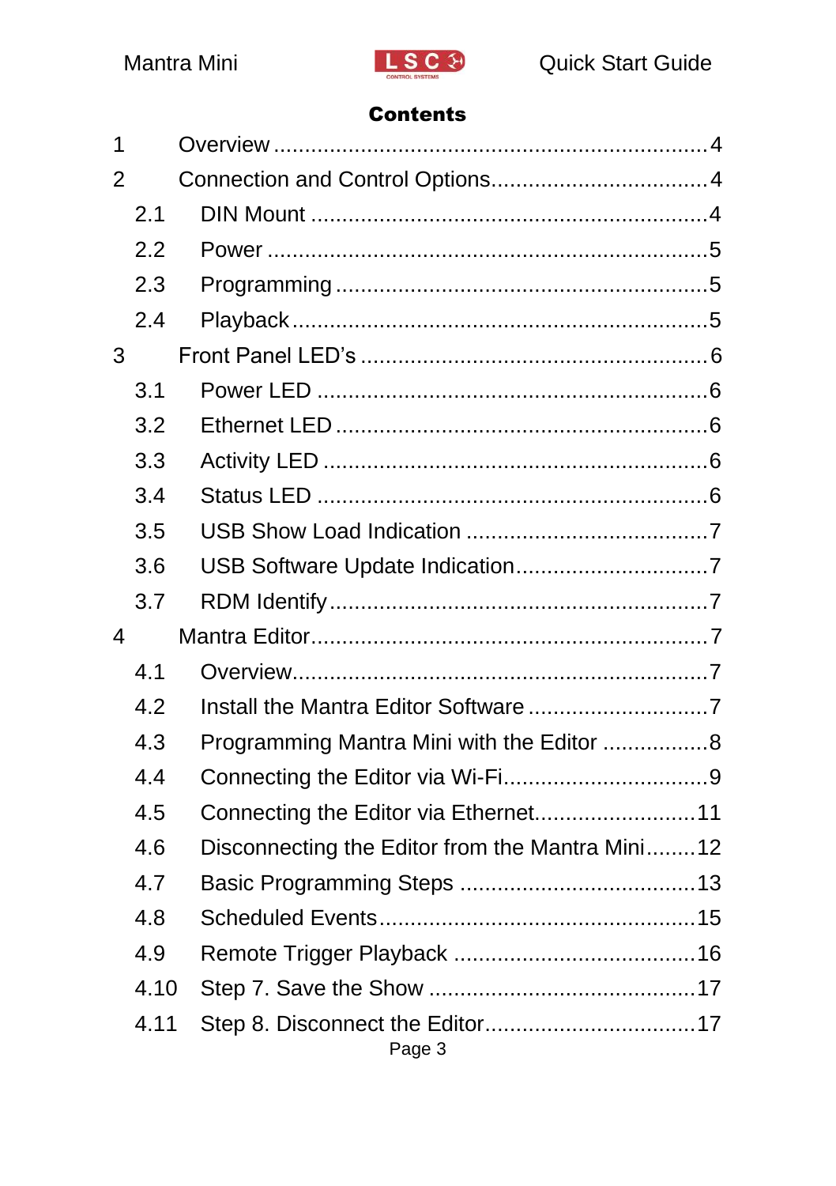# Contents

1 Overview .................................................................... 4

2 Connection and Control Options.................................. 4

- 2.1 DIN Mount ............................................................... 4
- 2.2 Power ...................................................................... 5
- 2.3 Programming ........................................................... 5
- 2.4 Playback .................................................................. 5

3 Front Panel LED's ....................................................... 6

- 3.1 Power LED ............................................................. 6
- 3.2 Ethernet LED .......................................................... 6
- 3.3 Activity LED ............................................................ 6
- 3.4 Status LED ............................................................. 6
- 3.5 USB Show Load Indication ...................................... 7
- 3.6 USB Software Update Indication.............................. 7
- 3.7 RDM Identify ........................................................... 7

4 Mantra Editor............................................................... 7

- 4.1 Overview.................................................................. 7
- 4.2 Install the Mantra Editor Software ............................ 7
- 4.3 Programming Mantra Mini with the Editor ................. 8
- 4.4 Connecting the Editor via Wi-Fi................................ 9
- 4.5 Connecting the Editor via Ethernet.......................... 11
- 4.6 Disconnecting the Editor from the Mantra Mini........ 12
- 4.7 Basic Programming Steps ...................................... 13
- 4.8 Scheduled Events.................................................. 15
- 4.9 Remote Trigger Playback ....................................... 16
- 4.10 Step 7. Save the Show .......................................... 17
- 4.11 Step 8. Disconnect the Editor.................................. 17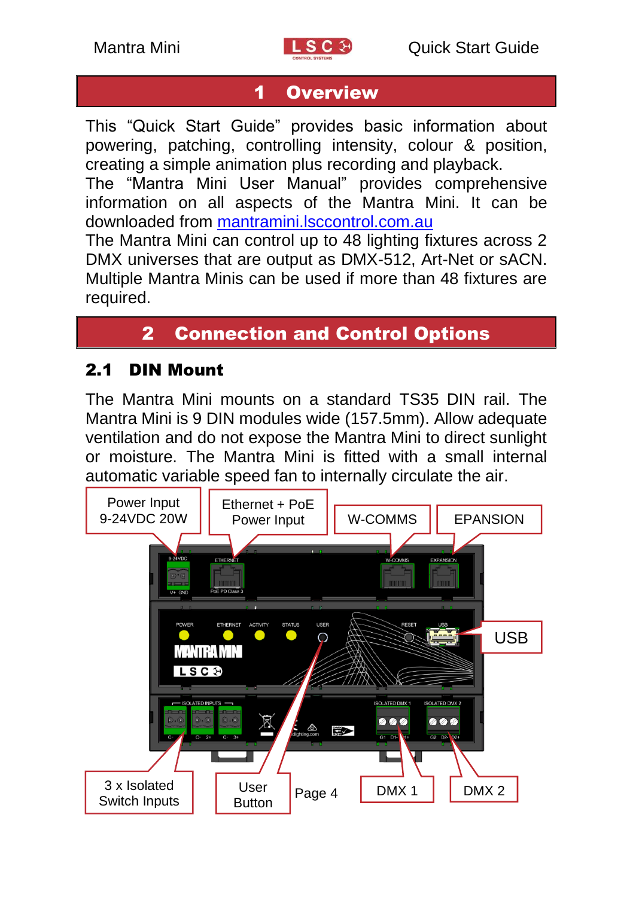# 1 Overview

This "Quick Start Guide" provides basic information about powering, patching, controlling intensity, colour & position, creating a simple animation plus recording and playback.
The "Mantra Mini User Manual" provides comprehensive information on all aspects of the Mantra Mini. It can be downloaded from [mantramini.lsccontrol.com.au](mantramini.lsccontrol.com.au)
The Mantra Mini can control up to 48 lighting fixtures across 2 DMX universes that are output as DMX-512, Art-Net or sACN. Multiple Mantra Minis can be used if more than 48 fixtures are required.

# 2 Connection and Control Options

## 2.1 DIN Mount

The Mantra Mini mounts on a standard TS35 DIN rail. The Mantra Mini is 9 DIN modules wide (157.5mm). Allow adequate ventilation and do not expose the Mantra Mini to direct sunlight or moisture. The Mantra Mini is fitted with a small internal automatic variable speed fan to internally circulate the air.

Power Input 9-24VDC 20W
Ethernet + PoE Power Input
W-COMMS
EPANSION
USB
3 x Isolated Switch Inputs
User Button
DMX 1
DMX 2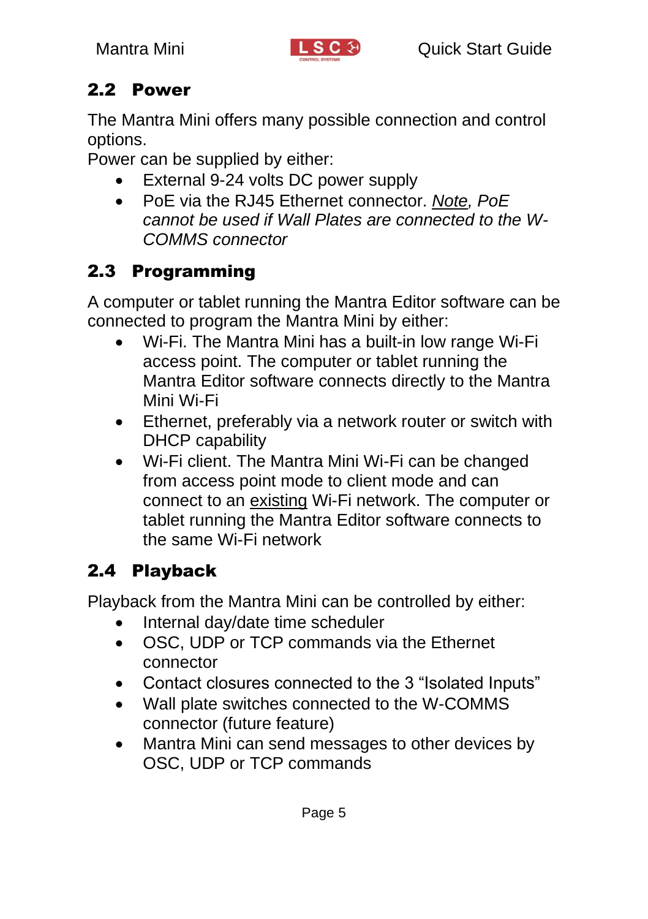## 2.2 Power

The Mantra Mini offers many possible connection and control options.
Power can be supplied by either:

- External 9-24 volts DC power supply
- PoE via the RJ45 Ethernet connector. *Note, PoE cannot be used if Wall Plates are connected to the W-COMMS connector*

## 2.3 Programming

A computer or tablet running the Mantra Editor software can be connected to program the Mantra Mini by either:

- Wi-Fi. The Mantra Mini has a built-in low range Wi-Fi access point. The computer or tablet running the Mantra Editor software connects directly to the Mantra Mini Wi-Fi
- Ethernet, preferably via a network router or switch with DHCP capability
- Wi-Fi client. The Mantra Mini Wi-Fi can be changed from access point mode to client mode and can connect to an existing Wi-Fi network. The computer or tablet running the Mantra Editor software connects to the same Wi-Fi network

## 2.4 Playback

Playback from the Mantra Mini can be controlled by either:

- Internal day/date time scheduler
- OSC, UDP or TCP commands via the Ethernet connector
- Contact closures connected to the 3 "Isolated Inputs"
- Wall plate switches connected to the W-COMMS connector (future feature)
- Mantra Mini can send messages to other devices by OSC, UDP or TCP commands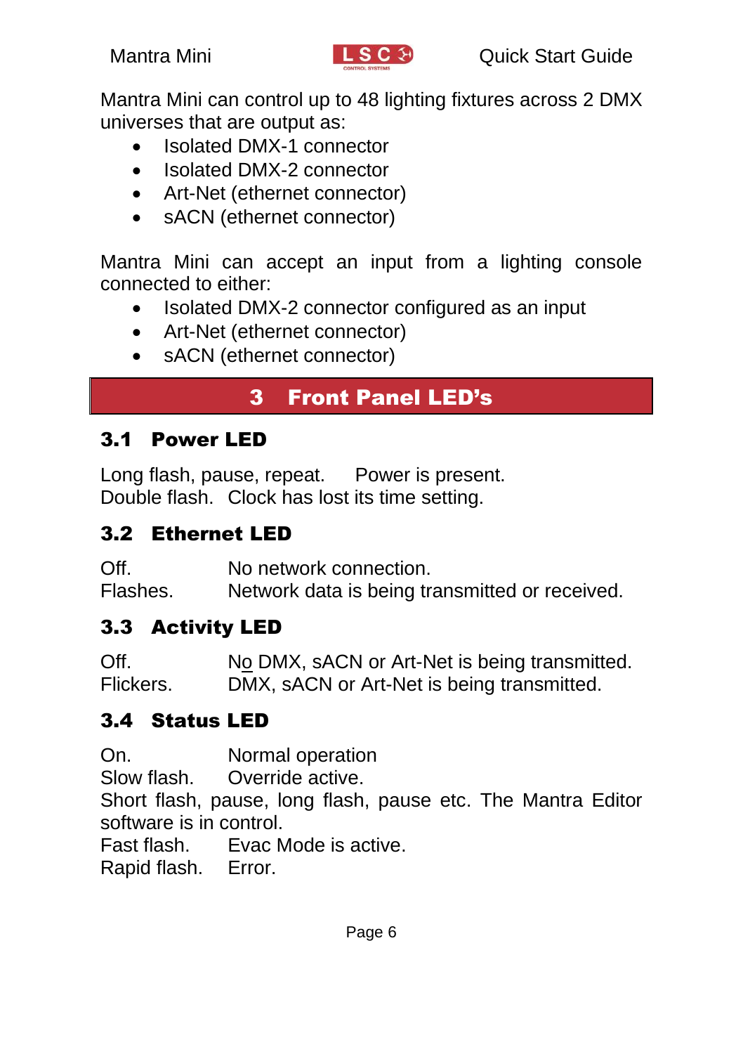Mantra Mini can control up to 48 lighting fixtures across 2 DMX universes that are output as:

- Isolated DMX-1 connector
- Isolated DMX-2 connector
- Art-Net (ethernet connector)
- sACN (ethernet connector)

Mantra Mini can accept an input from a lighting console connected to either:

- Isolated DMX-2 connector configured as an input
- Art-Net (ethernet connector)
- sACN (ethernet connector)

# 3 Front Panel LED's

## 3.1 Power LED

Long flash, pause, repeat. Power is present.
Double flash. Clock has lost its time setting.

## 3.2 Ethernet LED

Off. No network connection.
Flashes. Network data is being transmitted or received.

## 3.3 Activity LED

Off. No DMX, sACN or Art-Net is being transmitted.
Flickers. DMX, sACN or Art-Net is being transmitted.

## 3.4 Status LED

On. Normal operation
Slow flash. Override active.
Short flash, pause, long flash, pause etc. The Mantra Editor software is in control.
Fast flash. Evac Mode is active.
Rapid flash. Error.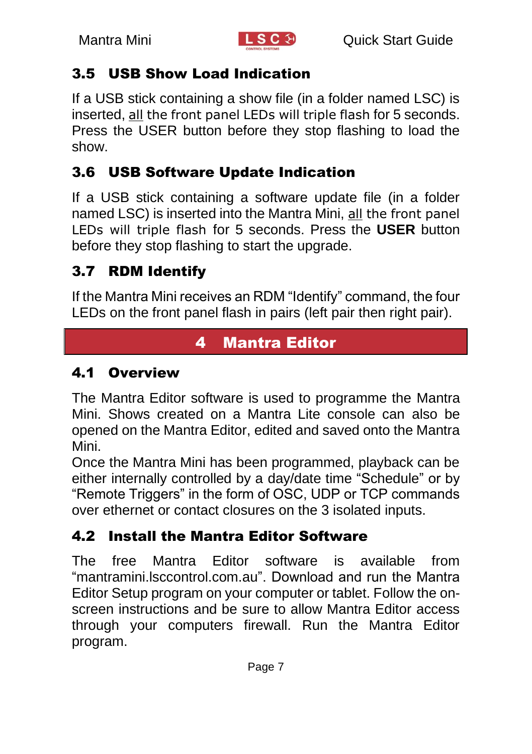## 3.5 USB Show Load Indication

If a USB stick containing a show file (in a folder named LSC) is inserted, all the front panel LEDs will triple flash for 5 seconds. Press the USER button before they stop flashing to load the show.

## 3.6 USB Software Update Indication

If a USB stick containing a software update file (in a folder named LSC) is inserted into the Mantra Mini, all the front panel LEDs will triple flash for 5 seconds. Press the **USER** button before they stop flashing to start the upgrade.

## 3.7 RDM Identify

If the Mantra Mini receives an RDM “Identify” command, the four LEDs on the front panel flash in pairs (left pair then right pair).

# 4 Mantra Editor

## 4.1 Overview

The Mantra Editor software is used to programme the Mantra Mini. Shows created on a Mantra Lite console can also be opened on the Mantra Editor, edited and saved onto the Mantra Mini.

Once the Mantra Mini has been programmed, playback can be either internally controlled by a day/date time “Schedule” or by “Remote Triggers” in the form of OSC, UDP or TCP commands over ethernet or contact closures on the 3 isolated inputs.

## 4.2 Install the Mantra Editor Software

The free Mantra Editor software is available from “mantramini.lsccontrol.com.au”. Download and run the Mantra Editor Setup program on your computer or tablet. Follow the on-screen instructions and be sure to allow Mantra Editor access through your computers firewall. Run the Mantra Editor program.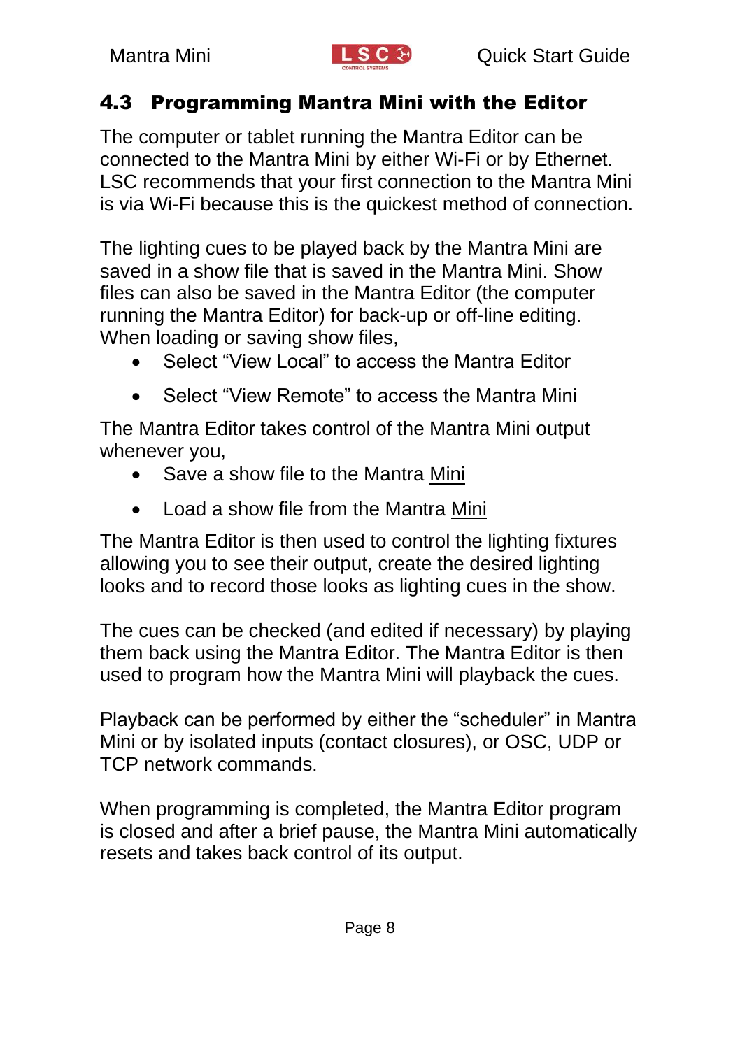## 4.3 Programming Mantra Mini with the Editor

The computer or tablet running the Mantra Editor can be connected to the Mantra Mini by either Wi-Fi or by Ethernet. LSC recommends that your first connection to the Mantra Mini is via Wi-Fi because this is the quickest method of connection.

The lighting cues to be played back by the Mantra Mini are saved in a show file that is saved in the Mantra Mini. Show files can also be saved in the Mantra Editor (the computer running the Mantra Editor) for back-up or off-line editing. When loading or saving show files,

- Select "View Local" to access the Mantra Editor
- Select "View Remote" to access the Mantra Mini

The Mantra Editor takes control of the Mantra Mini output whenever you,

- Save a show file to the Mantra Mini
- Load a show file from the Mantra Mini

The Mantra Editor is then used to control the lighting fixtures allowing you to see their output, create the desired lighting looks and to record those looks as lighting cues in the show.

The cues can be checked (and edited if necessary) by playing them back using the Mantra Editor. The Mantra Editor is then used to program how the Mantra Mini will playback the cues.

Playback can be performed by either the "scheduler" in Mantra Mini or by isolated inputs (contact closures), or OSC, UDP or TCP network commands.

When programming is completed, the Mantra Editor program is closed and after a brief pause, the Mantra Mini automatically resets and takes back control of its output.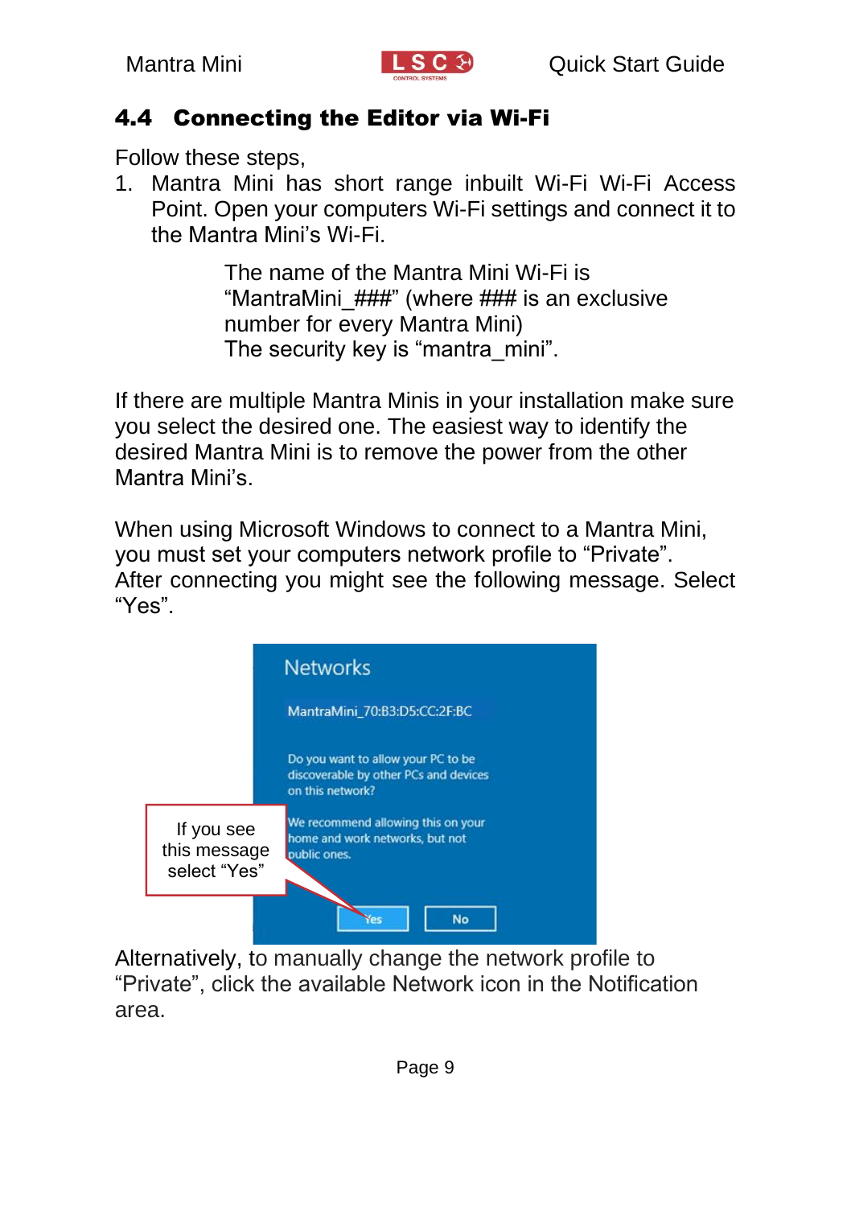## 4.4 Connecting the Editor via Wi-Fi

Follow these steps,

1. Mantra Mini has short range inbuilt Wi-Fi Wi-Fi Access Point. Open your computers Wi-Fi settings and connect it to the Mantra Mini's Wi-Fi.

    The name of the Mantra Mini Wi-Fi is "MantraMini_###" (where ### is an exclusive number for every Mantra Mini)
    The security key is "mantra_mini".

If there are multiple Mantra Minis in your installation make sure you select the desired one. The easiest way to identify the desired Mantra Mini is to remove the power from the other Mantra Mini's.

When using Microsoft Windows to connect to a Mantra Mini, you must set your computers network profile to "Private".
After connecting you might see the following message. Select "Yes".

Networks

MantraMini_70:B3:D5:CC:2F:BC

Do you want to allow your PC to be discoverable by other PCs and devices on this network?

We recommend allowing this on your home and work networks, but not public ones.

Yes No

If you see this message select "Yes"

Alternatively, to manually change the network profile to "Private", click the available Network icon in the Notification area.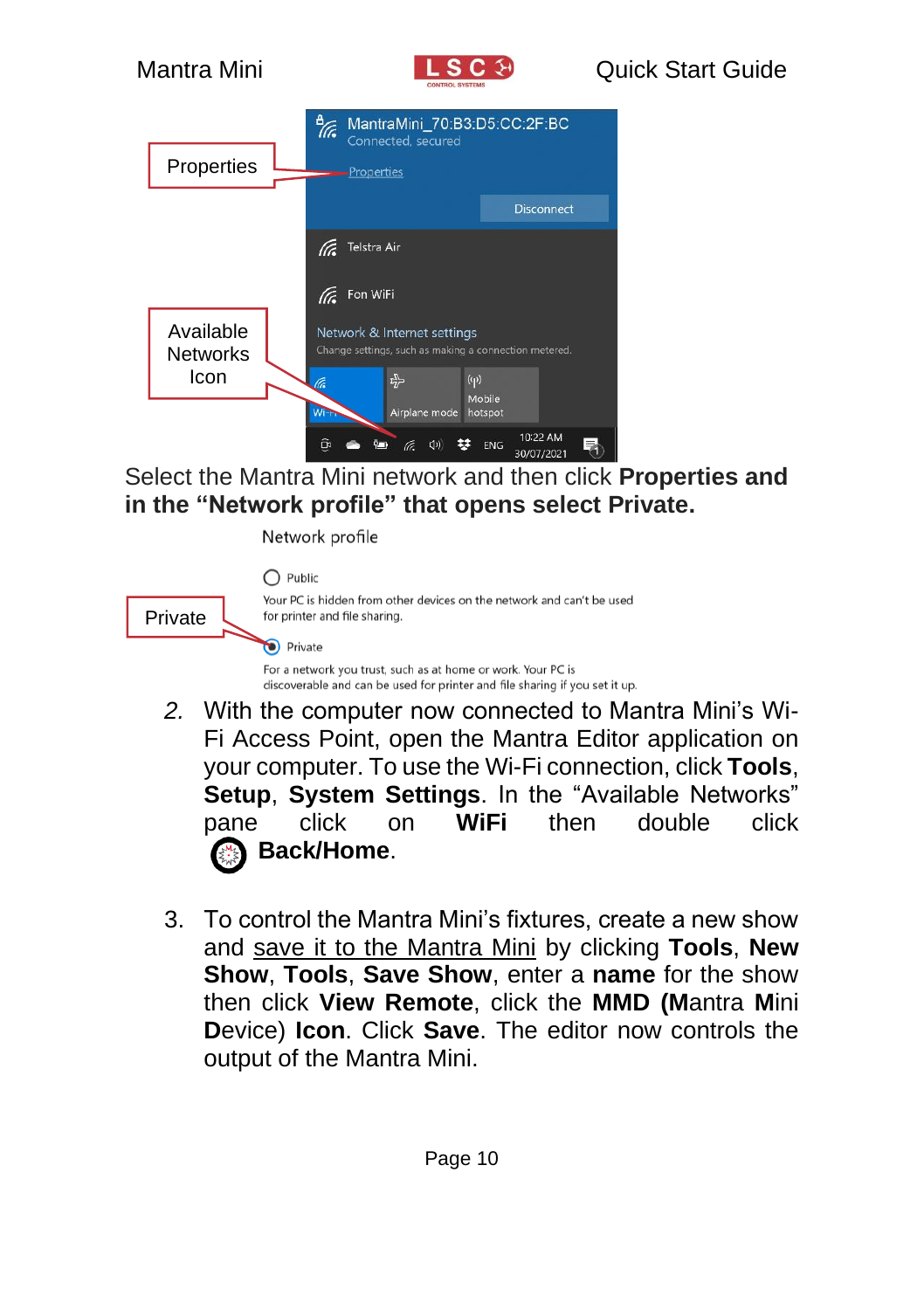Select the Mantra Mini network and then click **Properties and in the "Network profile" that opens select Private.**

2. With the computer now connected to Mantra Mini's Wi-Fi Access Point, open the Mantra Editor application on your computer. To use the Wi-Fi connection, click **Tools**, **Setup**, **System Settings**. In the "Available Networks" pane click on **WiFi** then double click **Back/Home**.

3. To control the Mantra Mini's fixtures, create a new show and save it to the Mantra Mini by clicking **Tools**, **New Show**, **Tools**, **Save Show**, enter a **name** for the show then click **View Remote**, click the **MMD (M**antra **M**ini **D**evice) **Icon**. Click **Save**. The editor now controls the output of the Mantra Mini.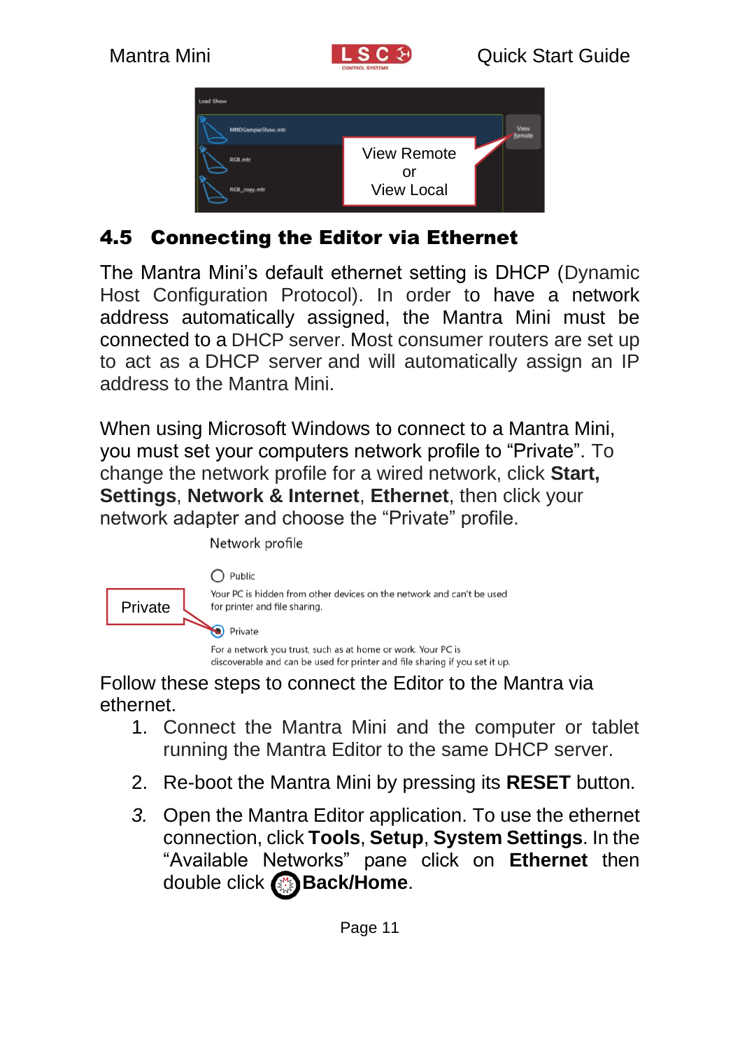## 4.5 Connecting the Editor via Ethernet

The Mantra Mini's default ethernet setting is DHCP (Dynamic Host Configuration Protocol). In order to have a network address automatically assigned, the Mantra Mini must be connected to a DHCP server. Most consumer routers are set up to act as a DHCP server and will automatically assign an IP address to the Mantra Mini.

When using Microsoft Windows to connect to a Mantra Mini, you must set your computers network profile to "Private". To change the network profile for a wired network, click **Start, Settings**, **Network & Internet**, **Ethernet**, then click your network adapter and choose the "Private" profile.

Follow these steps to connect the Editor to the Mantra via ethernet.

1. Connect the Mantra Mini and the computer or tablet running the Mantra Editor to the same DHCP server.
2. Re-boot the Mantra Mini by pressing its **RESET** button.
3. Open the Mantra Editor application. To use the ethernet connection, click **Tools**, **Setup**, **System Settings**. In the "Available Networks" pane click on **Ethernet** then double click **Back/Home**.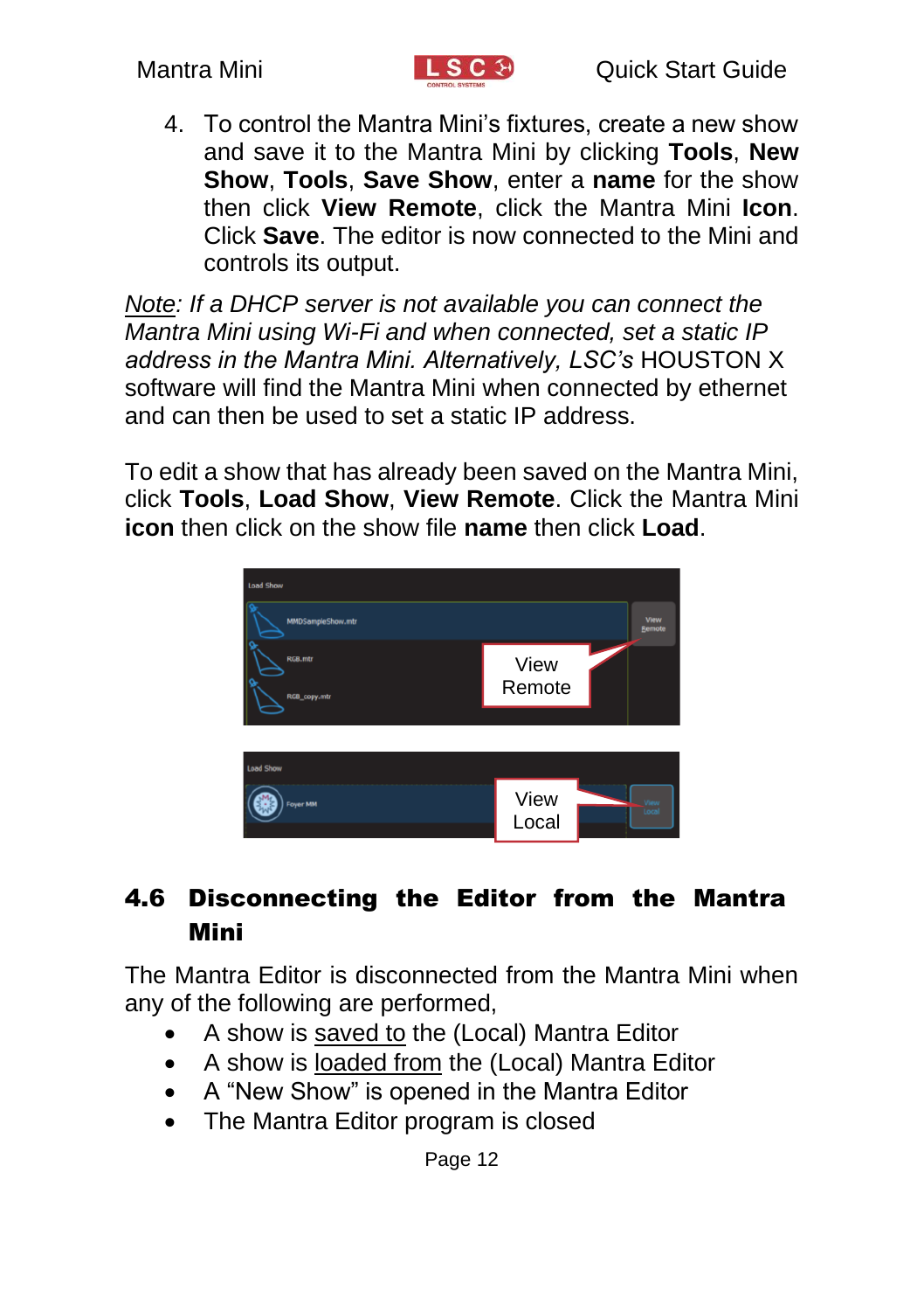4. To control the Mantra Mini's fixtures, create a new show and save it to the Mantra Mini by clicking **Tools**, **New Show**, **Tools**, **Save Show**, enter a **name** for the show then click **View Remote**, click the Mantra Mini **Icon**. Click **Save**. The editor is now connected to the Mini and controls its output.

*Note: If a DHCP server is not available you can connect the Mantra Mini using Wi-Fi and when connected, set a static IP address in the Mantra Mini. Alternatively, LSC's* HOUSTON X software will find the Mantra Mini when connected by ethernet and can then be used to set a static IP address.

To edit a show that has already been saved on the Mantra Mini, click **Tools**, **Load Show**, **View Remote**. Click the Mantra Mini **icon** then click on the show file **name** then click **Load**.

## 4.6 Disconnecting the Editor from the Mantra Mini

The Mantra Editor is disconnected from the Mantra Mini when any of the following are performed,

- A show is saved to the (Local) Mantra Editor
- A show is loaded from the (Local) Mantra Editor
- A "New Show" is opened in the Mantra Editor
- The Mantra Editor program is closed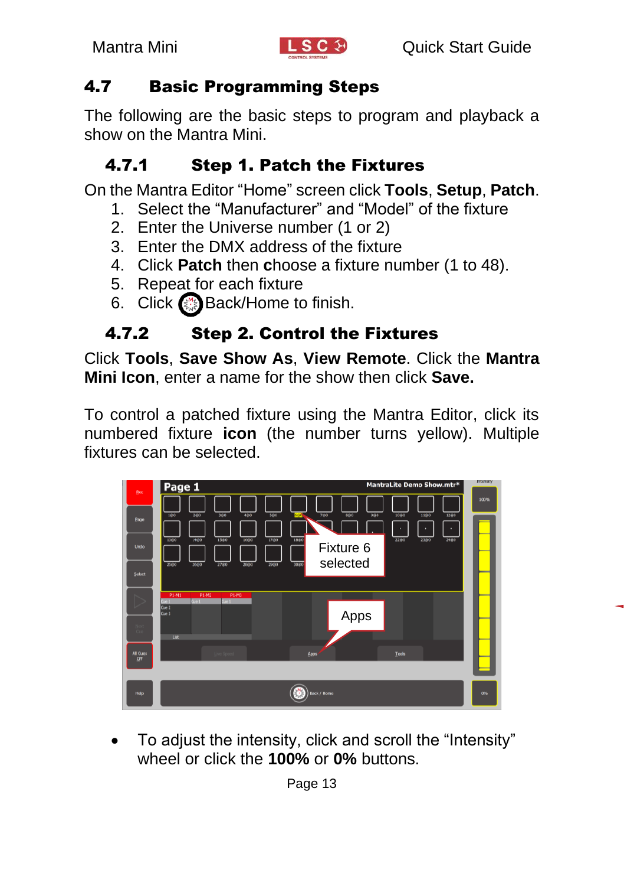## 4.7 Basic Programming Steps

The following are the basic steps to program and playback a show on the Mantra Mini.

### 4.7.1 Step 1. Patch the Fixtures

On the Mantra Editor "Home" screen click **Tools**, **Setup**, **Patch**.

1. Select the "Manufacturer" and "Model" of the fixture
2. Enter the Universe number (1 or 2)
3. Enter the DMX address of the fixture
4. Click **Patch** then **c**hoose a fixture number (1 to 48).
5. Repeat for each fixture
6. Click Back/Home to finish.

### 4.7.2 Step 2. Control the Fixtures

Click **Tools**, **Save Show As**, **View Remote**. Click the **Mantra Mini Icon**, enter a name for the show then click **Save.**

To control a patched fixture using the Mantra Editor, click its numbered fixture **icon** (the number turns yellow). Multiple fixtures can be selected.

- To adjust the intensity, click and scroll the "Intensity" wheel or click the **100%** or **0%** buttons.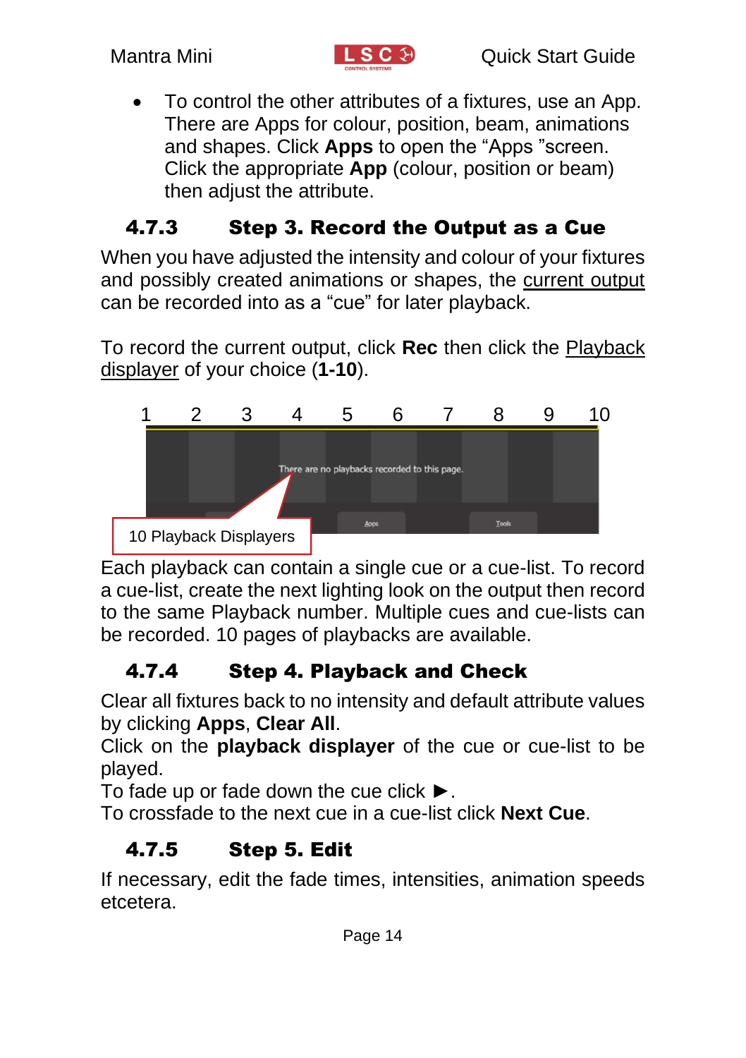- To control the other attributes of a fixtures, use an App. There are Apps for colour, position, beam, animations and shapes. Click **Apps** to open the "Apps "screen. Click the appropriate **App** (colour, position or beam) then adjust the attribute.

### 4.7.3 Step 3. Record the Output as a Cue

When you have adjusted the intensity and colour of your fixtures and possibly created animations or shapes, the current output can be recorded into as a "cue" for later playback.

To record the current output, click **Rec** then click the Playback displayer of your choice (**1-10**).

1 2 3 4 5 6 7 8 9 10

There are no playbacks recorded to this page.

Apps Tools

10 Playback Displayers

Each playback can contain a single cue or a cue-list. To record a cue-list, create the next lighting look on the output then record to the same Playback number. Multiple cues and cue-lists can be recorded. 10 pages of playbacks are available.

### 4.7.4 Step 4. Playback and Check

Clear all fixtures back to no intensity and default attribute values by clicking **Apps**, **Clear All**.
Click on the **playback displayer** of the cue or cue-list to be played.
To fade up or fade down the cue click ►.
To crossfade to the next cue in a cue-list click **Next Cue**.

### 4.7.5 Step 5. Edit

If necessary, edit the fade times, intensities, animation speeds etcetera.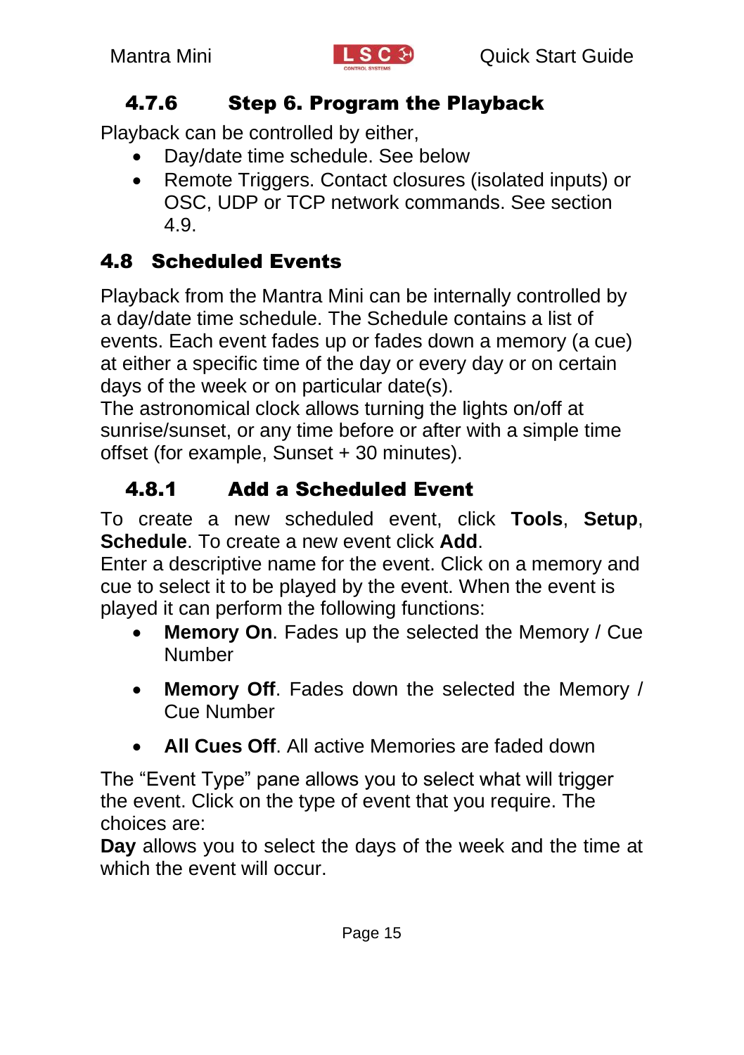#### 4.7.6 Step 6. Program the Playback

Playback can be controlled by either,

- Day/date time schedule. See below
- Remote Triggers. Contact closures (isolated inputs) or OSC, UDP or TCP network commands. See section 4.9.

### 4.8 Scheduled Events

Playback from the Mantra Mini can be internally controlled by a day/date time schedule. The Schedule contains a list of events. Each event fades up or fades down a memory (a cue) at either a specific time of the day or every day or on certain days of the week or on particular date(s).
The astronomical clock allows turning the lights on/off at sunrise/sunset, or any time before or after with a simple time offset (for example, Sunset + 30 minutes).

#### 4.8.1 Add a Scheduled Event

To create a new scheduled event, click **Tools**, **Setup**, **Schedule**. To create a new event click **Add**.
Enter a descriptive name for the event. Click on a memory and cue to select it to be played by the event. When the event is played it can perform the following functions:

- **Memory On**. Fades up the selected the Memory / Cue Number
- **Memory Off**. Fades down the selected the Memory / Cue Number
- **All Cues Off**. All active Memories are faded down

The "Event Type" pane allows you to select what will trigger the event. Click on the type of event that you require. The choices are:
**Day** allows you to select the days of the week and the time at which the event will occur.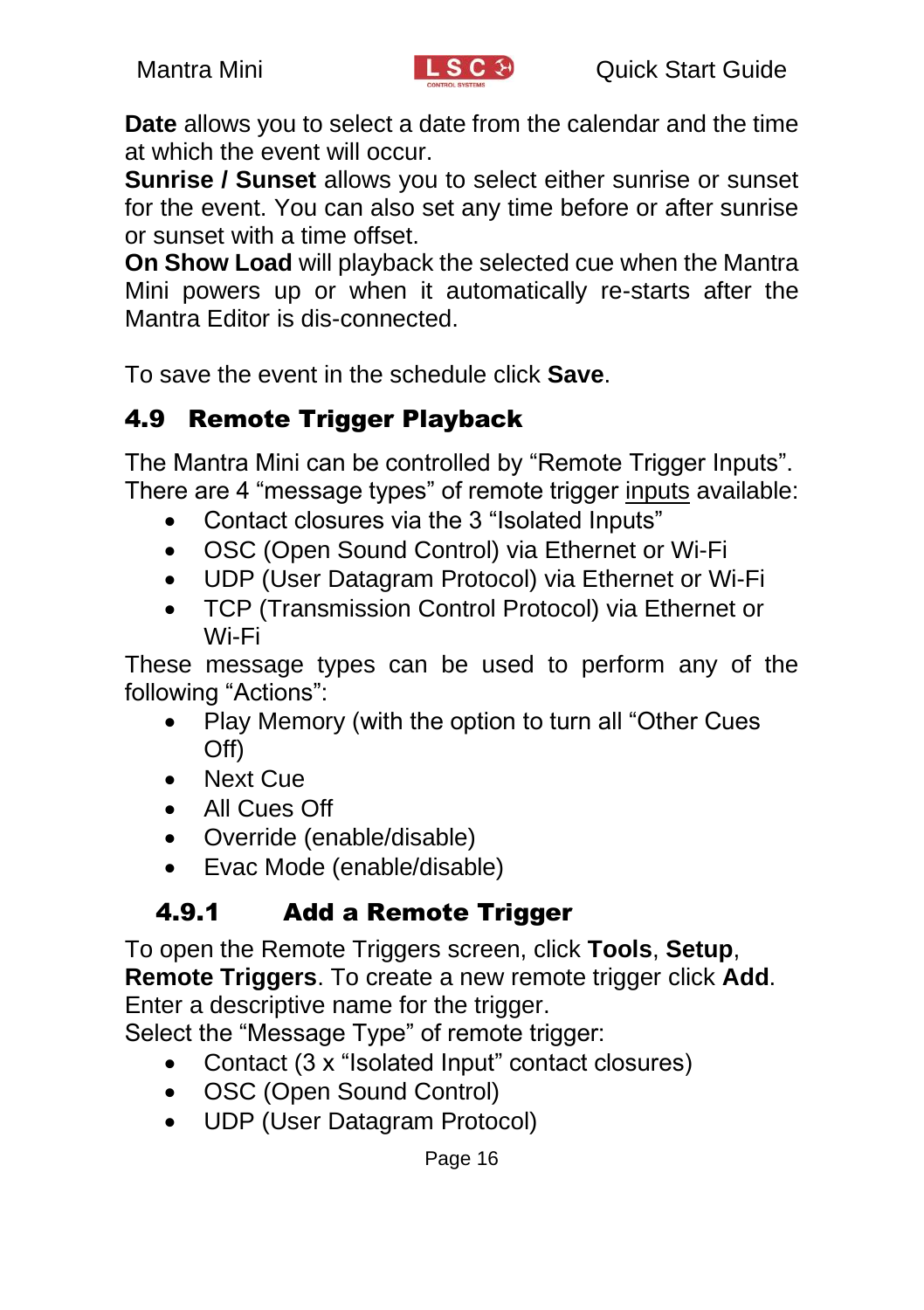**Date** allows you to select a date from the calendar and the time at which the event will occur.
**Sunrise / Sunset** allows you to select either sunrise or sunset for the event. You can also set any time before or after sunrise or sunset with a time offset.
**On Show Load** will playback the selected cue when the Mantra Mini powers up or when it automatically re-starts after the Mantra Editor is dis-connected.

To save the event in the schedule click **Save**.

## 4.9 Remote Trigger Playback

The Mantra Mini can be controlled by "Remote Trigger Inputs". There are 4 "message types" of remote trigger <u>inputs</u> available:

- Contact closures via the 3 "Isolated Inputs"
- OSC (Open Sound Control) via Ethernet or Wi-Fi
- UDP (User Datagram Protocol) via Ethernet or Wi-Fi
- TCP (Transmission Control Protocol) via Ethernet or Wi-Fi

These message types can be used to perform any of the following "Actions":

- Play Memory (with the option to turn all "Other Cues Off)
- Next Cue
- All Cues Off
- Override (enable/disable)
- Evac Mode (enable/disable)

### 4.9.1 Add a Remote Trigger

To open the Remote Triggers screen, click **Tools**, **Setup**, **Remote Triggers**. To create a new remote trigger click **Add**. Enter a descriptive name for the trigger.
Select the "Message Type" of remote trigger:

- Contact (3 x "Isolated Input" contact closures)
- OSC (Open Sound Control)
- UDP (User Datagram Protocol)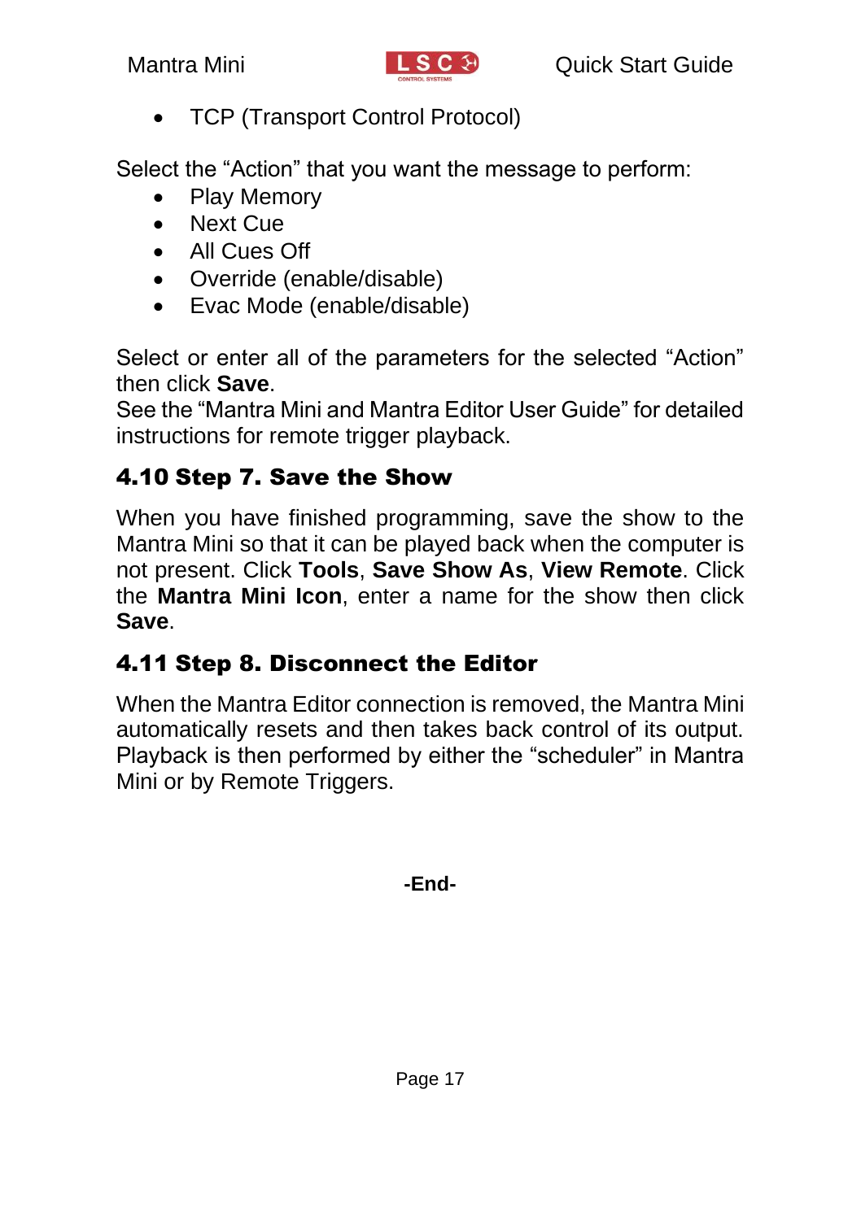- TCP (Transport Control Protocol)

Select the "Action" that you want the message to perform:

- Play Memory
- Next Cue
- All Cues Off
- Override (enable/disable)
- Evac Mode (enable/disable)

Select or enter all of the parameters for the selected "Action" then click **Save**.
See the "Mantra Mini and Mantra Editor User Guide" for detailed instructions for remote trigger playback.

## 4.10 Step 7. Save the Show

When you have finished programming, save the show to the Mantra Mini so that it can be played back when the computer is not present. Click **Tools**, **Save Show As**, **View Remote**. Click the **Mantra Mini Icon**, enter a name for the show then click **Save**.

## 4.11 Step 8. Disconnect the Editor

When the Mantra Editor connection is removed, the Mantra Mini automatically resets and then takes back control of its output. Playback is then performed by either the "scheduler" in Mantra Mini or by Remote Triggers.

**-End-**